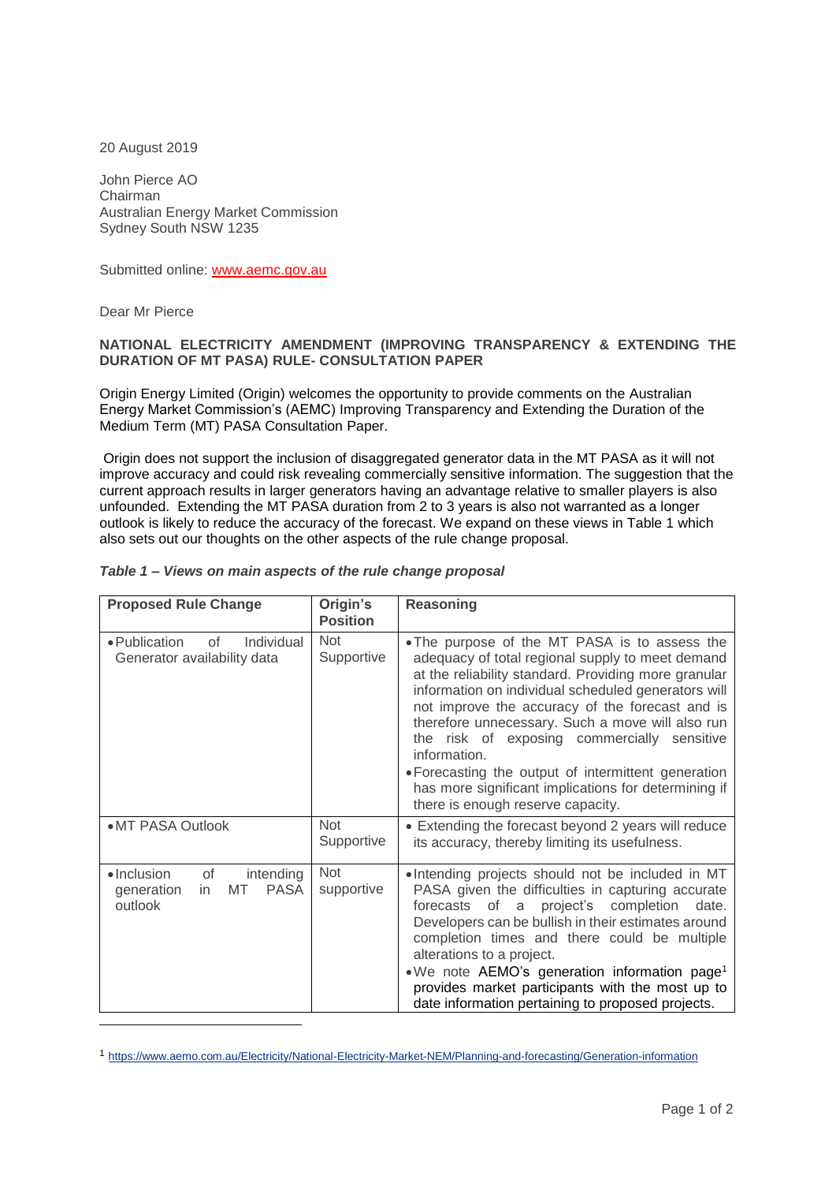20 August 2019

John Pierce AO
Chairman
Australian Energy Market Commission
Sydney South NSW 1235

Submitted online: www.aemc.gov.au

Dear Mr Pierce

**NATIONAL ELECTRICITY AMENDMENT (IMPROVING TRANSPARENCY & EXTENDING THE DURATION OF MT PASA) RULE- CONSULTATION PAPER**

Origin Energy Limited (Origin) welcomes the opportunity to provide comments on the Australian Energy Market Commission's (AEMC) Improving Transparency and Extending the Duration of the Medium Term (MT) PASA Consultation Paper.

Origin does not support the inclusion of disaggregated generator data in the MT PASA as it will not improve accuracy and could risk revealing commercially sensitive information. The suggestion that the current approach results in larger generators having an advantage relative to smaller players is also unfounded. Extending the MT PASA duration from 2 to 3 years is also not warranted as a longer outlook is likely to reduce the accuracy of the forecast. We expand on these views in Table 1 which also sets out our thoughts on the other aspects of the rule change proposal.

***Table 1 – Views on main aspects of the rule change proposal***

| Proposed Rule Change | Origin's Position | Reasoning |
|---|---|---|
| • Publication of Individual Generator availability data | Not Supportive | • The purpose of the MT PASA is to assess the adequacy of total regional supply to meet demand at the reliability standard. Providing more granular information on individual scheduled generators will not improve the accuracy of the forecast and is therefore unnecessary. Such a move will also run the risk of exposing commercially sensitive information. <br> • Forecasting the output of intermittent generation has more significant implications for determining if there is enough reserve capacity. |
| • MT PASA Outlook | Not Supportive | • Extending the forecast beyond 2 years will reduce its accuracy, thereby limiting its usefulness. |
| • Inclusion of intending generation in MT PASA outlook | Not supportive | • Intending projects should not be included in MT PASA given the difficulties in capturing accurate forecasts of a project's completion date. Developers can be bullish in their estimates around completion times and there could be multiple alterations to a project. <br> • We note AEMO's generation information page[1] provides market participants with the most up to date information pertaining to proposed projects. |

[1] https://www.aemo.com.au/Electricity/National-Electricity-Market-NEM/Planning-and-forecasting/Generation-information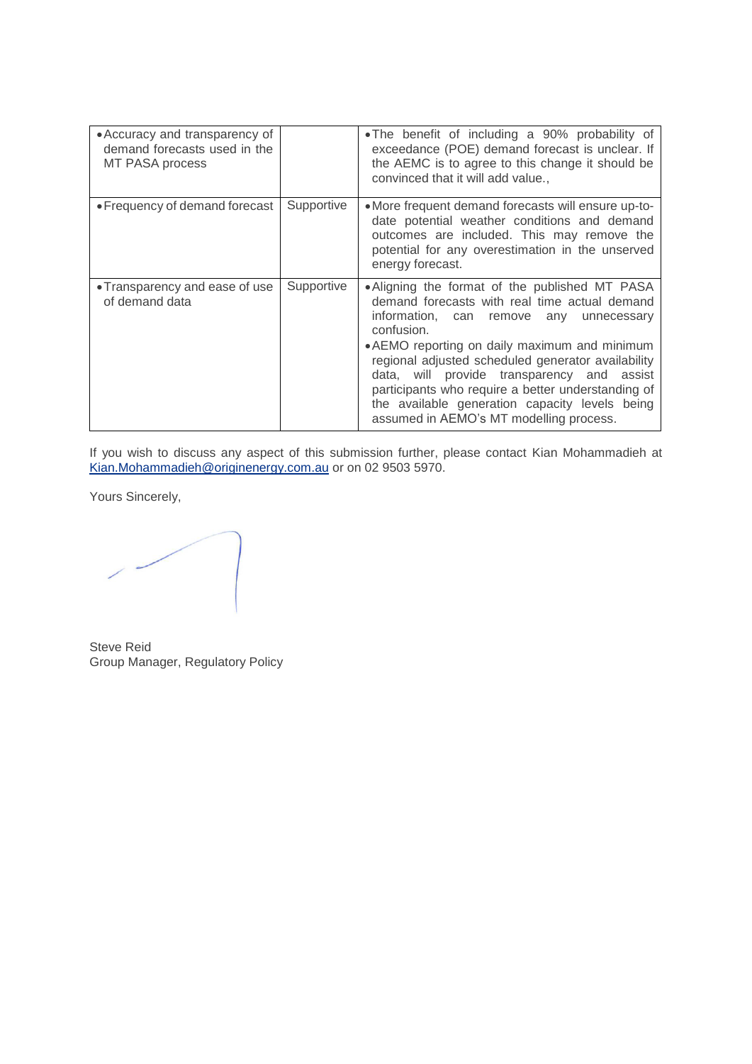| | | |
|---|---|---|
| • Accuracy and transparency of demand forecasts used in the MT PASA process | | • The benefit of including a 90% probability of exceedance (POE) demand forecast is unclear. If the AEMC is to agree to this change it should be convinced that it will add value., |
| • Frequency of demand forecast | Supportive | • More frequent demand forecasts will ensure up-to-date potential weather conditions and demand outcomes are included. This may remove the potential for any overestimation in the unserved energy forecast. |
| • Transparency and ease of use of demand data | Supportive | • Aligning the format of the published MT PASA demand forecasts with real time actual demand information, can remove any unnecessary confusion.<br>• AEMO reporting on daily maximum and minimum regional adjusted scheduled generator availability data, will provide transparency and assist participants who require a better understanding of the available generation capacity levels being assumed in AEMO's MT modelling process. |

If you wish to discuss any aspect of this submission further, please contact Kian Mohammadieh at Kian.Mohammadieh@originenergy.com.au or on 02 9503 5970.

Yours Sincerely,

Steve Reid
Group Manager, Regulatory Policy